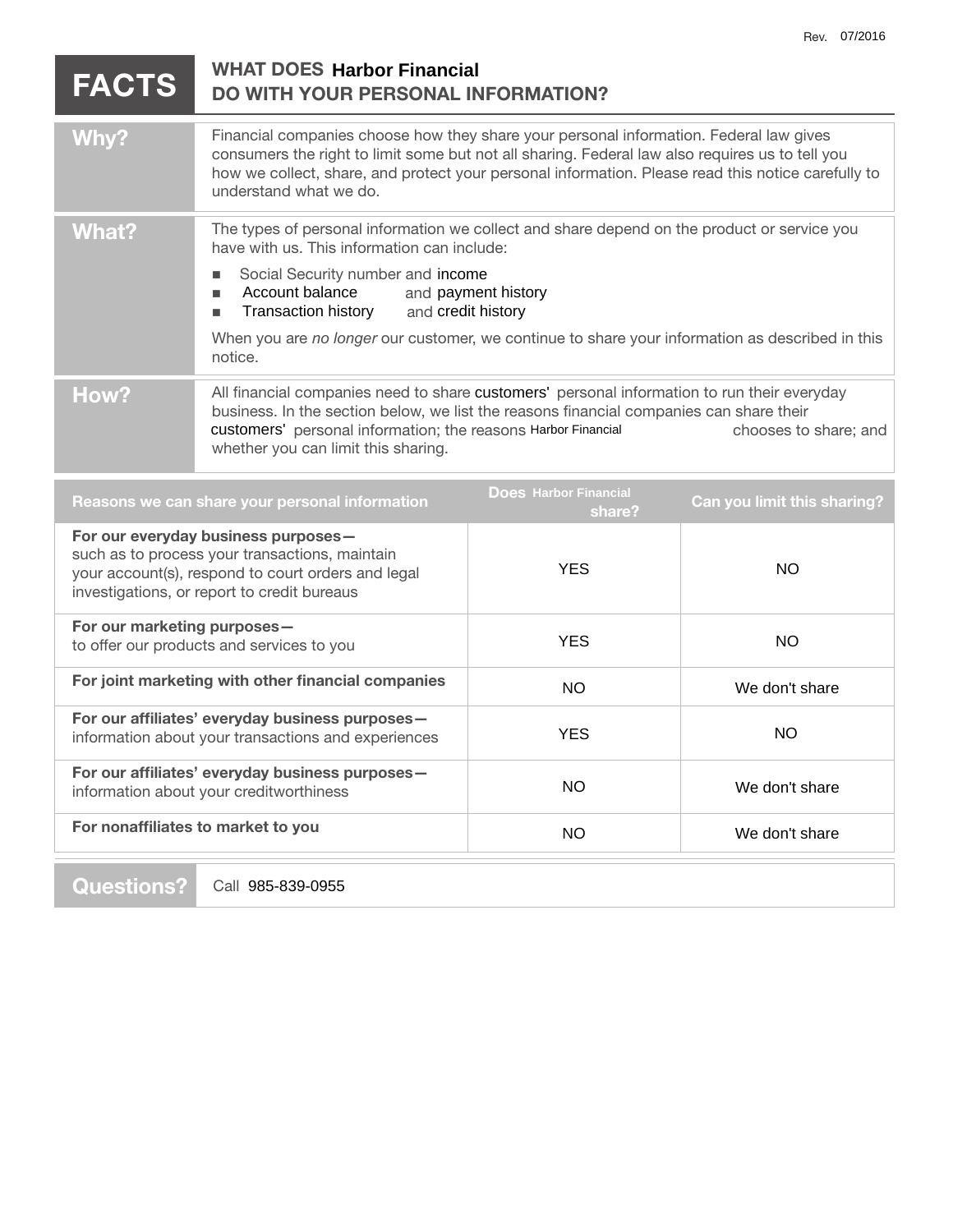Rev. 07/2016

# FACTS — WHAT DOES Harbor Financial DO WITH YOUR PERSONAL INFORMATION?

| | |
|---|---|
| **Why?** | Financial companies choose how they share your personal information. Federal law gives consumers the right to limit some but not all sharing. Federal law also requires us to tell you how we collect, share, and protect your personal information. Please read this notice carefully to understand what we do. |
| **What?** | The types of personal information we collect and share depend on the product or service you have with us. This information can include:<br>■ Social Security number and income<br>■ Account balance and payment history<br>■ Transaction history and credit history<br><br>When you are *no longer* our customer, we continue to share your information as described in this notice. |
| **How?** | All financial companies need to share customers' personal information to run their everyday business. In the section below, we list the reasons financial companies can share their customers' personal information; the reasons Harbor Financial chooses to share; and whether you can limit this sharing. |

| Reasons we can share your personal information | Does Harbor Financial share? | Can you limit this sharing? |
|---|---|---|
| **For our everyday business purposes—** such as to process your transactions, maintain your account(s), respond to court orders and legal investigations, or report to credit bureaus | YES | NO |
| **For our marketing purposes—** to offer our products and services to you | YES | NO |
| **For joint marketing with other financial companies** | NO | We don't share |
| **For our affiliates' everyday business purposes—** information about your transactions and experiences | YES | NO |
| **For our affiliates' everyday business purposes—** information about your creditworthiness | NO | We don't share |
| **For nonaffiliates to market to you** | NO | We don't share |

| | |
|---|---|
| **Questions?** | Call 985-839-0955 |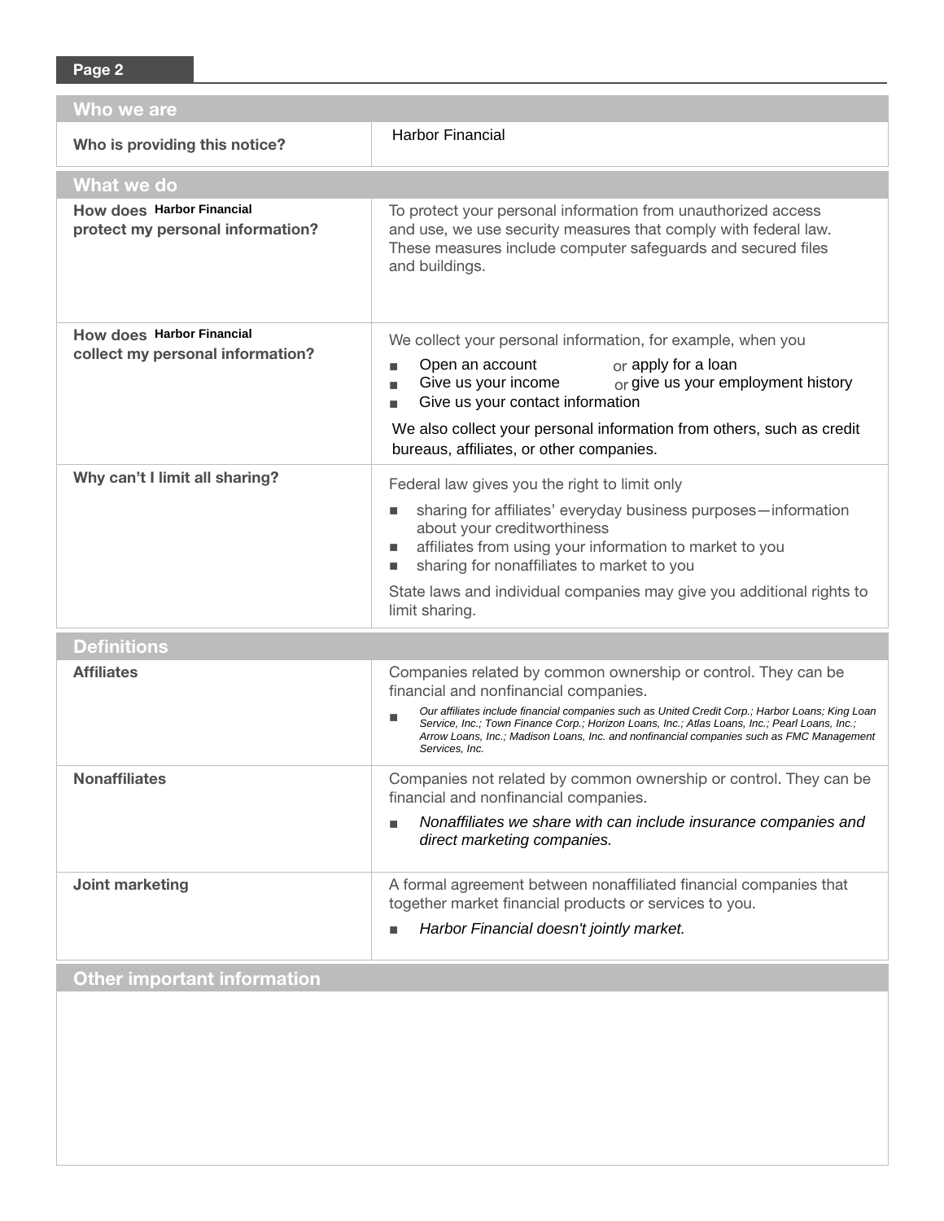| Who we are | |
| --- | --- |
| **Who is providing this notice?** | Harbor Financial |

| What we do | |
| --- | --- |
| **How does Harbor Financial protect my personal information?** | To protect your personal information from unauthorized access and use, we use security measures that comply with federal law. These measures include computer safeguards and secured files and buildings. |
| **How does Harbor Financial collect my personal information?** | We collect your personal information, for example, when you<br>■ Open an account or apply for a loan<br>■ Give us your income or give us your employment history<br>■ Give us your contact information<br><br>We also collect your personal information from others, such as credit bureaus, affiliates, or other companies. |
| **Why can't I limit all sharing?** | Federal law gives you the right to limit only<br>■ sharing for affiliates' everyday business purposes—information about your creditworthiness<br>■ affiliates from using your information to market to you<br>■ sharing for nonaffiliates to market to you<br><br>State laws and individual companies may give you additional rights to limit sharing. |

| Definitions | |
| --- | --- |
| **Affiliates** | Companies related by common ownership or control. They can be financial and nonfinancial companies.<br>■ *Our affiliates include financial companies such as United Credit Corp.; Harbor Loans; King Loan Service, Inc.; Town Finance Corp.; Horizon Loans, Inc.; Atlas Loans, Inc.; Pearl Loans, Inc.; Arrow Loans, Inc.; Madison Loans, Inc. and nonfinancial companies such as FMC Management Services, Inc.* |
| **Nonaffiliates** | Companies not related by common ownership or control. They can be financial and nonfinancial companies.<br>■ *Nonaffiliates we share with can include insurance companies and direct marketing companies.* |
| **Joint marketing** | A formal agreement between nonaffiliated financial companies that together market financial products or services to you.<br>■ *Harbor Financial doesn't jointly market.* |

## Other important information